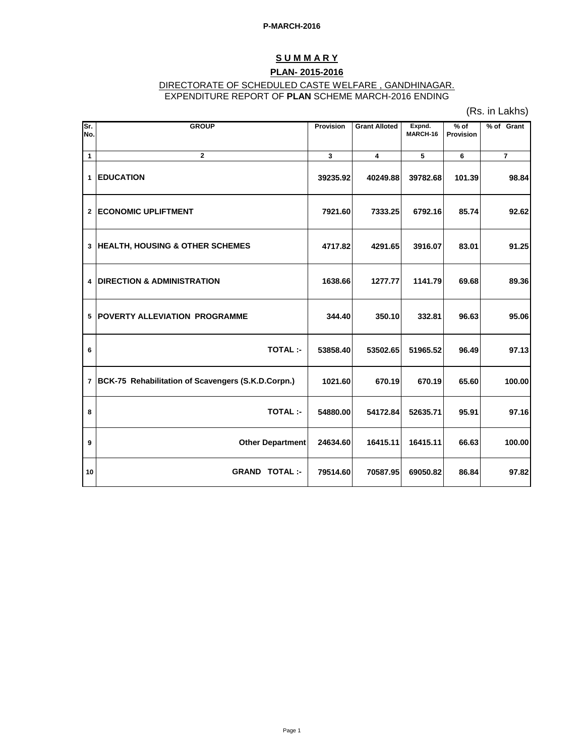P-MARCH-2016

# SUMMARY

## PLAN- 2015-2016

DIRECTORATE OF SCHEDULED CASTE WELFARE , GANDHINAGAR.
EXPENDITURE REPORT OF **PLAN** SCHEME MARCH-2016 ENDING

(Rs. in Lakhs)

| Sr. No. | GROUP | Provision | Grant Alloted | Expnd. MARCH-16 | % of Provision | % of Grant |
|---|---|---|---|---|---|---|
| 1 | 2 | 3 | 4 | 5 | 6 | 7 |
| 1 | **EDUCATION** | **39235.92** | **40249.88** | **39782.68** | **101.39** | **98.84** |
| 2 | **ECONOMIC UPLIFTMENT** | **7921.60** | **7333.25** | **6792.16** | **85.74** | **92.62** |
| 3 | **HEALTH, HOUSING & OTHER SCHEMES** | **4717.82** | **4291.65** | **3916.07** | **83.01** | **91.25** |
| 4 | **DIRECTION & ADMINISTRATION** | **1638.66** | **1277.77** | **1141.79** | **69.68** | **89.36** |
| 5 | **POVERTY ALLEVIATION PROGRAMME** | **344.40** | **350.10** | **332.81** | **96.63** | **95.06** |
| 6 | **TOTAL :-** | **53858.40** | **53502.65** | **51965.52** | **96.49** | **97.13** |
| 7 | **BCK-75 Rehabilitation of Scavengers (S.K.D.Corpn.)** | **1021.60** | **670.19** | **670.19** | **65.60** | **100.00** |
| 8 | **TOTAL :-** | **54880.00** | **54172.84** | **52635.71** | **95.91** | **97.16** |
| 9 | **Other Department** | **24634.60** | **16415.11** | **16415.11** | **66.63** | **100.00** |
| 10 | **GRAND TOTAL :-** | **79514.60** | **70587.95** | **69050.82** | **86.84** | **97.82** |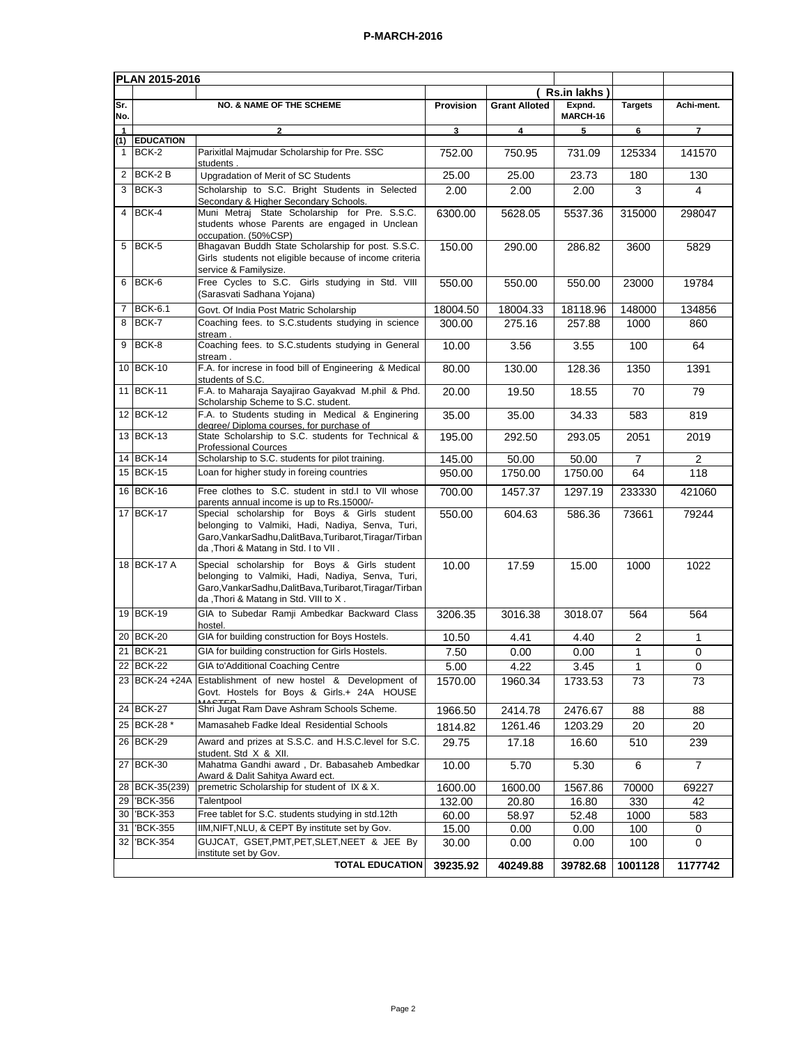**P-MARCH-2016**

| PLAN 2015-2016 | | | | | | | |
|---|---|---|---|---|---|---|---|
| | | | | ( Rs.in lakhs ) | | | |
| Sr. No. | NO. & NAME OF THE SCHEME | | Provision | Grant Alloted | Expnd. MARCH-16 | Targets | Achi-ment. |
| 1 | 2 | | 3 | 4 | 5 | 6 | 7 |
| (1) | EDUCATION | | | | | | |
| 1 | BCK-2 | Parixitlal Majmudar Scholarship for Pre. SSC students . | 752.00 | 750.95 | 731.09 | 125334 | 141570 |
| 2 | BCK-2 B | Upgradation of Merit of SC Students | 25.00 | 25.00 | 23.73 | 180 | 130 |
| 3 | BCK-3 | Scholarship to S.C. Bright Students in Selected Secondary & Higher Secondary Schools. | 2.00 | 2.00 | 2.00 | 3 | 4 |
| 4 | BCK-4 | Muni Metraj State Scholarship for Pre. S.S.C. students whose Parents are engaged in Unclean occupation. (50%CSP) | 6300.00 | 5628.05 | 5537.36 | 315000 | 298047 |
| 5 | BCK-5 | Bhagavan Buddh State Scholarship for post. S.S.C. Girls students not eligible because of income criteria service & Familysize. | 150.00 | 290.00 | 286.82 | 3600 | 5829 |
| 6 | BCK-6 | Free Cycles to S.C. Girls studying in Std. VIII (Sarasvati Sadhana Yojana) | 550.00 | 550.00 | 550.00 | 23000 | 19784 |
| 7 | BCK-6.1 | Govt. Of India Post Matric Scholarship | 18004.50 | 18004.33 | 18118.96 | 148000 | 134856 |
| 8 | BCK-7 | Coaching fees. to S.C.students studying in science stream . | 300.00 | 275.16 | 257.88 | 1000 | 860 |
| 9 | BCK-8 | Coaching fees. to S.C.students studying in General stream . | 10.00 | 3.56 | 3.55 | 100 | 64 |
| 10 | BCK-10 | F.A. for increse in food bill of Engineering & Medical students of S.C. | 80.00 | 130.00 | 128.36 | 1350 | 1391 |
| 11 | BCK-11 | F.A. to Maharaja Sayajirao Gayakvad M.phil & Phd. Scholarship Scheme to S.C. student. | 20.00 | 19.50 | 18.55 | 70 | 79 |
| 12 | BCK-12 | F.A. to Students studing in Medical & Enginering degree/ Diploma courses, for purchase of | 35.00 | 35.00 | 34.33 | 583 | 819 |
| 13 | BCK-13 | State Scholarship to S.C. students for Technical & Professional Cources | 195.00 | 292.50 | 293.05 | 2051 | 2019 |
| 14 | BCK-14 | Scholarship to S.C. students for pilot training. | 145.00 | 50.00 | 50.00 | 7 | 2 |
| 15 | BCK-15 | Loan for higher study in foreing countries | 950.00 | 1750.00 | 1750.00 | 64 | 118 |
| 16 | BCK-16 | Free clothes to S.C. student in std.I to VII whose parents annual income is up to Rs.15000/- | 700.00 | 1457.37 | 1297.19 | 233330 | 421060 |
| 17 | BCK-17 | Special scholarship for Boys & Girls student belonging to Valmiki, Hadi, Nadiya, Senva, Turi, Garo,VankarSadhu,DalitBava,Turibarot,Tiragar/Tirbanda ,Thori & Matang in Std. I to VII . | 550.00 | 604.63 | 586.36 | 73661 | 79244 |
| 18 | BCK-17 A | Special scholarship for Boys & Girls student belonging to Valmiki, Hadi, Nadiya, Senva, Turi, Garo,VankarSadhu,DalitBava,Turibarot,Tiragar/Tirbanda ,Thori & Matang in Std. VIII to X . | 10.00 | 17.59 | 15.00 | 1000 | 1022 |
| 19 | BCK-19 | GIA to Subedar Ramji Ambedkar Backward Class hostel. | 3206.35 | 3016.38 | 3018.07 | 564 | 564 |
| 20 | BCK-20 | GIA for building construction for Boys Hostels. | 10.50 | 4.41 | 4.40 | 2 | 1 |
| 21 | BCK-21 | GIA for building construction for Girls Hostels. | 7.50 | 0.00 | 0.00 | 1 | 0 |
| 22 | BCK-22 | GIA to'Additional Coaching Centre | 5.00 | 4.22 | 3.45 | 1 | 0 |
| 23 | BCK-24 +24A | Establishment of new hostel & Development of Govt. Hostels for Boys & Girls.+ 24A HOUSE MASTER | 1570.00 | 1960.34 | 1733.53 | 73 | 73 |
| 24 | BCK-27 | Shri Jugat Ram Dave Ashram Schools Scheme. | 1966.50 | 2414.78 | 2476.67 | 88 | 88 |
| 25 | BCK-28 * | Mamasaheb Fadke Ideal Residential Schools | 1814.82 | 1261.46 | 1203.29 | 20 | 20 |
| 26 | BCK-29 | Award and prizes at S.S.C. and H.S.C.level for S.C. student. Std X & XII. | 29.75 | 17.18 | 16.60 | 510 | 239 |
| 27 | BCK-30 | Mahatma Gandhi award , Dr. Babasaheb Ambedkar Award & Dalit Sahitya Award ect. | 10.00 | 5.70 | 5.30 | 6 | 7 |
| 28 | BCK-35(239) | premetric Scholarship for student of IX & X. | 1600.00 | 1600.00 | 1567.86 | 70000 | 69227 |
| 29 | 'BCK-356 | Talentpool | 132.00 | 20.80 | 16.80 | 330 | 42 |
| 30 | 'BCK-353 | Free tablet for S.C. students studying in std.12th | 60.00 | 58.97 | 52.48 | 1000 | 583 |
| 31 | 'BCK-355 | IIM,NIFT,NLU, & CEPT By institute set by Gov. | 15.00 | 0.00 | 0.00 | 100 | 0 |
| 32 | 'BCK-354 | GUJCAT, GSET,PMT,PET,SLET,NEET & JEE By institute set by Gov. | 30.00 | 0.00 | 0.00 | 100 | 0 |
| | | **TOTAL EDUCATION** | **39235.92** | **40249.88** | **39782.68** | **1001128** | **1177742** |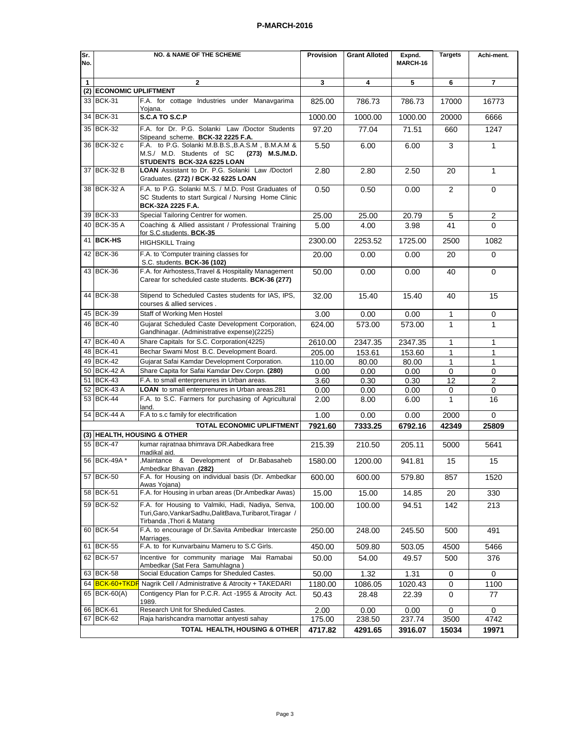**P-MARCH-2016**

| Sr. No. | NO. & NAME OF THE SCHEME | | Provision | Grant Alloted | Expnd. MARCH-16 | Targets | Achi-ment. |
|---|---|---|---|---|---|---|---|
| 1 | 2 | | 3 | 4 | 5 | 6 | 7 |
| (2) | **ECONOMIC UPLIFTMENT** | | | | | | |
| 33 | BCK-31 | F.A. for cottage Industries under Manavgarima Yojana. | 825.00 | 786.73 | 786.73 | 17000 | 16773 |
| 34 | BCK-31 | **S.C.A TO S.C.P** | 1000.00 | 1000.00 | 1000.00 | 20000 | 6666 |
| 35 | BCK-32 | F.A. for Dr. P.G. Solanki Law /Doctor Students Stipeand scheme. **BCK-32 2225 F.A.** | 97.20 | 77.04 | 71.51 | 660 | 1247 |
| 36 | BCK-32 c | F.A. to P.G. Solanki M.B.B.S.,B.A.S.M , B.M.A.M & M.S./ M.D. Students of SC **(273) M.S./M.D. STUDENTS BCK-32A 6225 LOAN** | 5.50 | 6.00 | 6.00 | 3 | 1 |
| 37 | BCK-32 B | **LOAN** Assistant to Dr. P.G. Solanki Law /Doctorl Graduates. **(272) / BCK-32 6225 LOAN** | 2.80 | 2.80 | 2.50 | 20 | 1 |
| 38 | BCK-32 A | F.A. to P.G. Solanki M.S. / M.D. Post Graduates of SC Students to start Surgical / Nursing Home Clinic **BCK-32A 2225 F.A.** | 0.50 | 0.50 | 0.00 | 2 | 0 |
| 39 | BCK-33 | Special Tailoring Centrer for women. | 25.00 | 25.00 | 20.79 | 5 | 2 |
| 40 | BCK-35 A | Coaching & Allied assistant / Professional Training for S.C.students. **BCK-35** | 5.00 | 4.00 | 3.98 | 41 | 0 |
| 41 | **BCK-HS** | HIGHSKILL Traing | 2300.00 | 2253.52 | 1725.00 | 2500 | 1082 |
| 42 | BCK-36 | F.A. to 'Computer training classes for S.C. students. **BCK-36 (102)** | 20.00 | 0.00 | 0.00 | 20 | 0 |
| 43 | BCK-36 | F.A. for Airhostess,Travel & Hospitality Management Carear for scheduled caste students. **BCK-36 (277)** | 50.00 | 0.00 | 0.00 | 40 | 0 |
| 44 | BCK-38 | Stipend to Scheduled Castes students for IAS, IPS, courses & allied services . | 32.00 | 15.40 | 15.40 | 40 | 15 |
| 45 | BCK-39 | Staff of Working Men Hostel | 3.00 | 0.00 | 0.00 | 1 | 0 |
| 46 | BCK-40 | Gujarat Scheduled Caste Development Corporation, Gandhinagar. (Administrative expense)(2225) | 624.00 | 573.00 | 573.00 | 1 | 1 |
| 47 | BCK-40 A | Share Capitals for S.C. Corporation(4225) | 2610.00 | 2347.35 | 2347.35 | 1 | 1 |
| 48 | BCK-41 | Bechar Swami Most B.C. Development Board. | 205.00 | 153.61 | 153.60 | 1 | 1 |
| 49 | BCK-42 | Gujarat Safai Kamdar Development Corporation. | 110.00 | 80.00 | 80.00 | 1 | 1 |
| 50 | BCK-42 A | Share Capita for Safai Kamdar Dev.Corpn. **(280)** | 0.00 | 0.00 | 0.00 | 0 | 0 |
| 51 | BCK-43 | F.A. to small enterprenures in Urban areas. | 3.60 | 0.30 | 0.30 | 12 | 2 |
| 52 | BCK-43 A | **LOAN** to small enterprenures in Urban areas.281 | 0.00 | 0.00 | 0.00 | 0 | 0 |
| 53 | BCK-44 | F.A. to S.C. Farmers for purchasing of Agricultural land. | 2.00 | 8.00 | 6.00 | 1 | 16 |
| 54 | BCK-44 A | F.A to s.c family for electrification | 1.00 | 0.00 | 0.00 | 2000 | 0 |
| | | **TOTAL ECONOMIC UPLIFTMENT** | **7921.60** | **7333.25** | **6792.16** | **42349** | **25809** |
| (3) | **HEALTH, HOUSING & OTHER** | | | | | | |
| 55 | BCK-47 | kumar rajratnaa bhimrava DR.Aabedkara free madikal aid. | 215.39 | 210.50 | 205.11 | 5000 | 5641 |
| 56 | BCK-49A * | ,Maintance & Development of Dr.Babasaheb Ambedkar Bhavan .**(282)** | 1580.00 | 1200.00 | 941.81 | 15 | 15 |
| 57 | BCK-50 | F.A. for Housing on individual basis (Dr. Ambedkar Awas Yojana) | 600.00 | 600.00 | 579.80 | 857 | 1520 |
| 58 | BCK-51 | F.A. for Housing in urban areas (Dr.Ambedkar Awas) | 15.00 | 15.00 | 14.85 | 20 | 330 |
| 59 | BCK-52 | F.A. for Housing to Valmiki, Hadi, Nadiya, Senva, Turi,Garo,VankarSadhu,DalitBava,Turibarot,Tiragar / Tirbanda ,Thori & Matang | 100.00 | 100.00 | 94.51 | 142 | 213 |
| 60 | BCK-54 | F.A. to encourage of Dr.Savita Ambedkar Intercaste Marriages. | 250.00 | 248.00 | 245.50 | 500 | 491 |
| 61 | BCK-55 | F.A. to for Kunvarbainu Mameru to S.C Girls. | 450.00 | 509.80 | 503.05 | 4500 | 5466 |
| 62 | BCK-57 | Incentive for community mariage Mai Ramabai Ambedkar (Sat Fera Samuhlagna ) | 50.00 | 54.00 | 49.57 | 500 | 376 |
| 63 | BCK-58 | Social Education Camps for Sheduled Castes. | 50.00 | 1.32 | 1.31 | 0 | 0 |
| 64 | BCK-60+TKDF | Nagrik Cell / Administrative & Atrocity + TAKEDARI | 1180.00 | 1086.05 | 1020.43 | 0 | 1100 |
| 65 | BCK-60(A) | Contigency Plan for P.C.R. Act -1955 & Atrocity Act. 1989. | 50.43 | 28.48 | 22.39 | 0 | 77 |
| 66 | BCK-61 | Research Unit for Sheduled Castes. | 2.00 | 0.00 | 0.00 | 0 | 0 |
| 67 | BCK-62 | Raja harishcandra marnottar antyesti sahay | 175.00 | 238.50 | 237.74 | 3500 | 4742 |
| | | **TOTAL HEALTH, HOUSING & OTHER** | **4717.82** | **4291.65** | **3916.07** | **15034** | **19971** |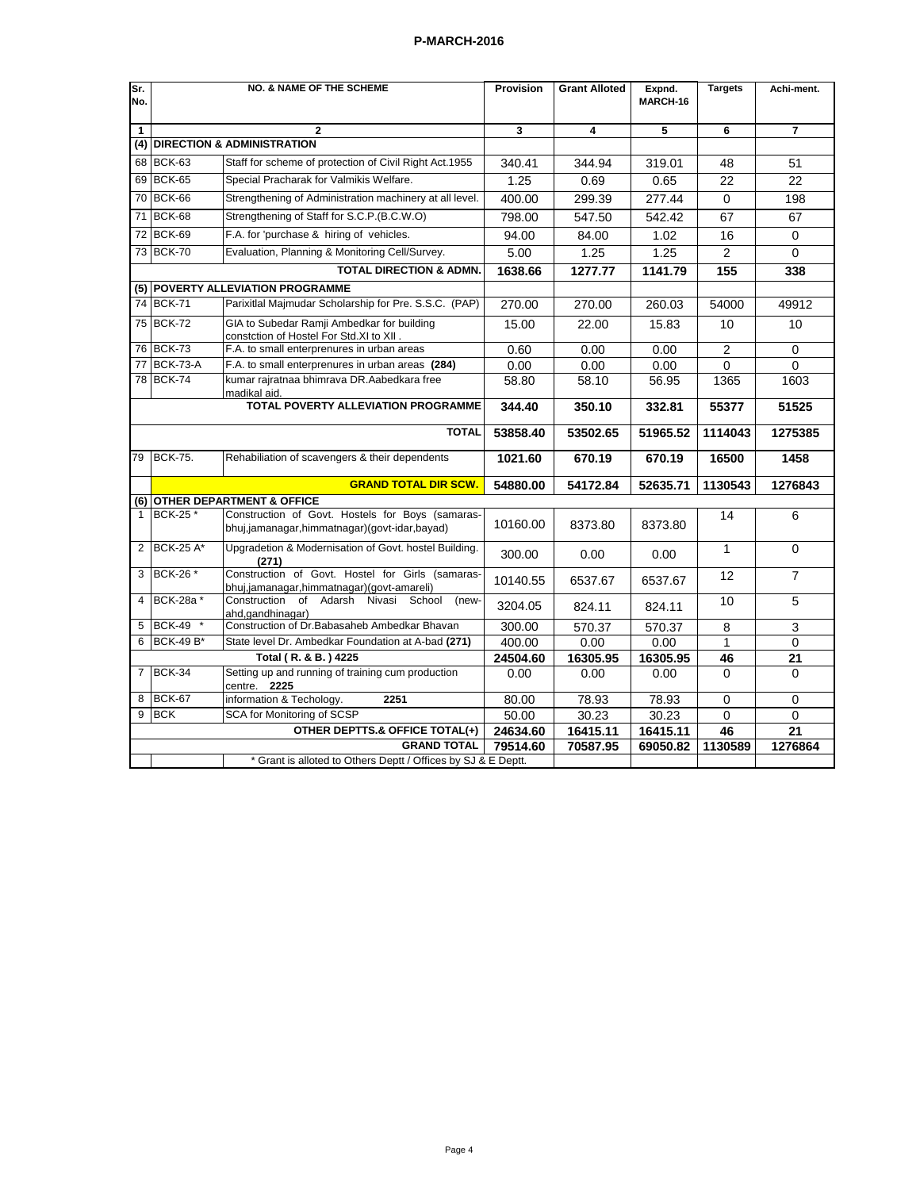## P-MARCH-2016

| Sr. No. | NO. & NAME OF THE SCHEME | | Provision | Grant Alloted | Expnd. MARCH-16 | Targets | Achi-ment. |
|---|---|---|---|---|---|---|---|
| 1 | 2 | | 3 | 4 | 5 | 6 | 7 |
| (4) | **DIRECTION & ADMINISTRATION** | | | | | | |
| 68 | BCK-63 | Staff for scheme of protection of Civil Right Act.1955 | 340.41 | 344.94 | 319.01 | 48 | 51 |
| 69 | BCK-65 | Special Pracharak for Valmikis Welfare. | 1.25 | 0.69 | 0.65 | 22 | 22 |
| 70 | BCK-66 | Strengthening of Administration machinery at all level. | 400.00 | 299.39 | 277.44 | 0 | 198 |
| 71 | BCK-68 | Strengthening of Staff for S.C.P.(B.C.W.O) | 798.00 | 547.50 | 542.42 | 67 | 67 |
| 72 | BCK-69 | F.A. for 'purchase & hiring of vehicles. | 94.00 | 84.00 | 1.02 | 16 | 0 |
| 73 | BCK-70 | Evaluation, Planning & Monitoring Cell/Survey. | 5.00 | 1.25 | 1.25 | 2 | 0 |
| | | **TOTAL DIRECTION & ADMN.** | **1638.66** | **1277.77** | **1141.79** | **155** | **338** |
| (5) | **POVERTY ALLEVIATION PROGRAMME** | | | | | | |
| 74 | BCK-71 | Parixitlal Majmudar Scholarship for Pre. S.S.C. (PAP) | 270.00 | 270.00 | 260.03 | 54000 | 49912 |
| 75 | BCK-72 | GIA to Subedar Ramji Ambedkar for building constction of Hostel For Std.XI to XII . | 15.00 | 22.00 | 15.83 | 10 | 10 |
| 76 | BCK-73 | F.A. to small enterprenures in urban areas | 0.60 | 0.00 | 0.00 | 2 | 0 |
| 77 | BCK-73-A | F.A. to small enterprenures in urban areas **(284)** | 0.00 | 0.00 | 0.00 | 0 | 0 |
| 78 | BCK-74 | kumar rajratnaa bhimrava DR.Aabedkara free madikal aid. | 58.80 | 58.10 | 56.95 | 1365 | 1603 |
| | | **TOTAL POVERTY ALLEVIATION PROGRAMME** | **344.40** | **350.10** | **332.81** | **55377** | **51525** |
| | | **TOTAL** | **53858.40** | **53502.65** | **51965.52** | **1114043** | **1275385** |
| 79 | BCK-75. | Rehabiliation of scavengers & their dependents | **1021.60** | **670.19** | **670.19** | **16500** | **1458** |
| | | **GRAND TOTAL DIR SCW.** | **54880.00** | **54172.84** | **52635.71** | **1130543** | **1276843** |
| (6) | **OTHER DEPARTMENT & OFFICE** | | | | | | |
| 1 | BCK-25 * | Construction of Govt. Hostels for Boys (samaras-bhuj,jamanagar,himmatnagar)(govt-idar,bayad) | 10160.00 | 8373.80 | 8373.80 | 14 | 6 |
| 2 | BCK-25 A* | Upgradetion & Modernisation of Govt. hostel Building. **(271)** | 300.00 | 0.00 | 0.00 | 1 | 0 |
| 3 | BCK-26 * | Construction of Govt. Hostel for Girls (samaras-bhuj,jamanagar,himmatnagar)(govt-amareli) | 10140.55 | 6537.67 | 6537.67 | 12 | 7 |
| 4 | BCK-28a * | Construction of Adarsh Nivasi School (new-ahd,gandhinagar) | 3204.05 | 824.11 | 824.11 | 10 | 5 |
| 5 | BCK-49 * | Construction of Dr.Babasaheb Ambedkar Bhavan | 300.00 | 570.37 | 570.37 | 8 | 3 |
| 6 | BCK-49 B* | State level Dr. Ambedkar Foundation at A-bad **(271)** | 400.00 | 0.00 | 0.00 | 1 | 0 |
| | | **Total ( R. & B. ) 4225** | **24504.60** | **16305.95** | **16305.95** | **46** | **21** |
| 7 | BCK-34 | Setting up and running of training cum production centre. **2225** | 0.00 | 0.00 | 0.00 | 0 | 0 |
| 8 | BCK-67 | information & Techology. **2251** | 80.00 | 78.93 | 78.93 | 0 | 0 |
| 9 | BCK | SCA for Monitoring of SCSP | 50.00 | 30.23 | 30.23 | 0 | 0 |
| | | **OTHER DEPTTS.& OFFICE TOTAL(+)** | **24634.60** | **16415.11** | **16415.11** | **46** | **21** |
| | | **GRAND TOTAL** | **79514.60** | **70587.95** | **69050.82** | **1130589** | **1276864** |
| | | * Grant is alloted to Others Deptt / Offices by SJ & E Deptt. | | | | | |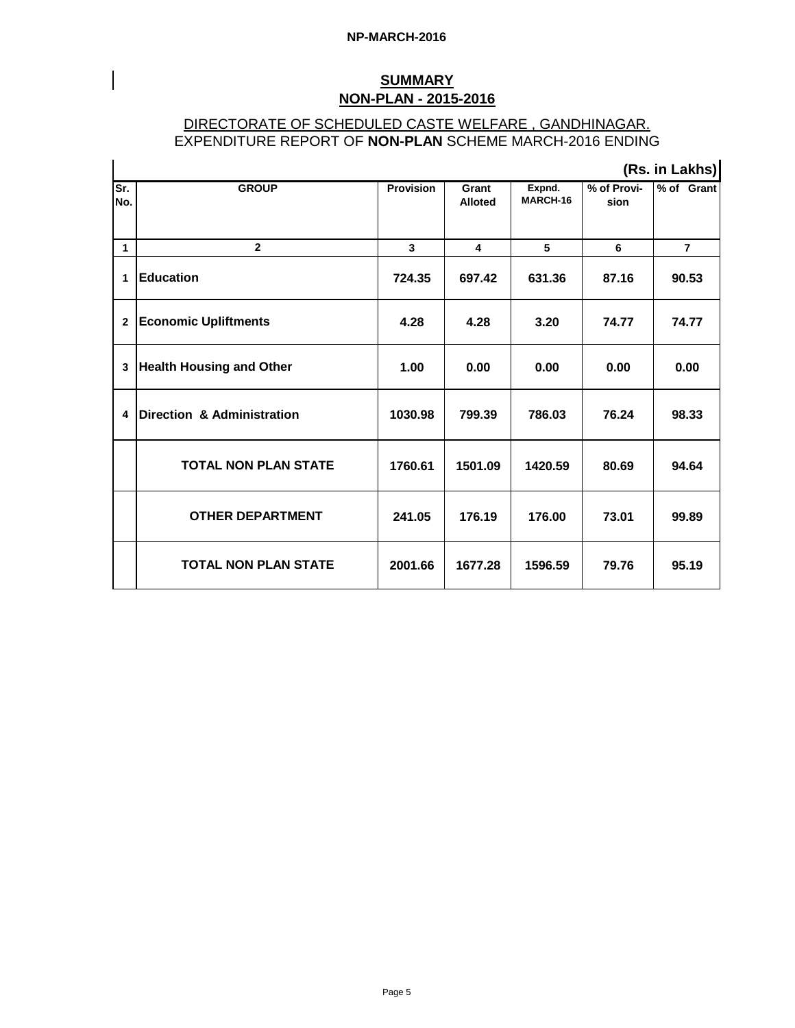NP-MARCH-2016

## SUMMARY
## NON-PLAN - 2015-2016

DIRECTORATE OF SCHEDULED CASTE WELFARE , GANDHINAGAR.
EXPENDITURE REPORT OF **NON-PLAN** SCHEME MARCH-2016 ENDING

**(Rs. in Lakhs)**

| Sr. No. | GROUP | Provision | Grant Alloted | Expnd. MARCH-16 | % of Provi-sion | % of Grant |
|---|---|---|---|---|---|---|
| 1 | 2 | 3 | 4 | 5 | 6 | 7 |
| 1 | **Education** | **724.35** | **697.42** | **631.36** | **87.16** | **90.53** |
| 2 | **Economic Upliftments** | **4.28** | **4.28** | **3.20** | **74.77** | **74.77** |
| 3 | **Health Housing and Other** | **1.00** | **0.00** | **0.00** | **0.00** | **0.00** |
| 4 | **Direction & Administration** | **1030.98** | **799.39** | **786.03** | **76.24** | **98.33** |
| | **TOTAL NON PLAN STATE** | **1760.61** | **1501.09** | **1420.59** | **80.69** | **94.64** |
| | **OTHER DEPARTMENT** | **241.05** | **176.19** | **176.00** | **73.01** | **99.89** |
| | **TOTAL NON PLAN STATE** | **2001.66** | **1677.28** | **1596.59** | **79.76** | **95.19** |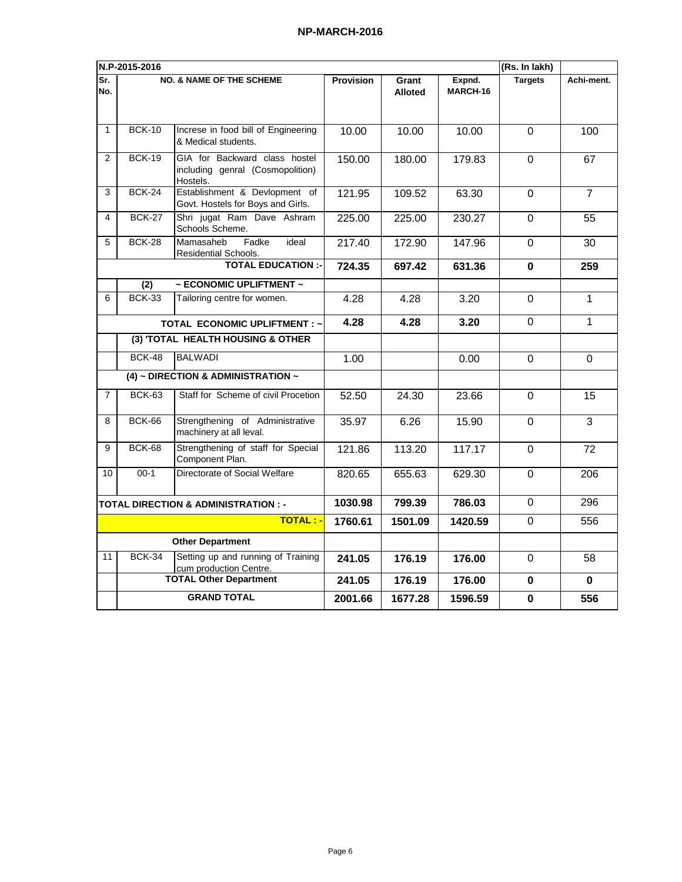# NP-MARCH-2016

| N.P-2015-2016 | | | | | | (Rs. In lakh) | |
|---|---|---|---|---|---|---|---|
| Sr. No. | NO. & NAME OF THE SCHEME | | Provision | Grant Alloted | Expnd. MARCH-16 | Targets | Achi-ment. |
| 1 | BCK-10 | Increse in food bill of Engineering & Medical students. | 10.00 | 10.00 | 10.00 | 0 | 100 |
| 2 | BCK-19 | GIA for Backward class hostel including genral (Cosmopolition) Hostels. | 150.00 | 180.00 | 179.83 | 0 | 67 |
| 3 | BCK-24 | Establishment & Devlopment of Govt. Hostels for Boys and Girls. | 121.95 | 109.52 | 63.30 | 0 | 7 |
| 4 | BCK-27 | Shri jugat Ram Dave Ashram Schools Scheme. | 225.00 | 225.00 | 230.27 | 0 | 55 |
| 5 | BCK-28 | Mamasaheb Fadke ideal Residential Schools. | 217.40 | 172.90 | 147.96 | 0 | 30 |
| | | **TOTAL EDUCATION :-** | **724.35** | **697.42** | **631.36** | **0** | **259** |
| | **(2)** | **~ ECONOMIC UPLIFTMENT ~** | | | | | |
| 6 | BCK-33 | Tailoring centre for women. | 4.28 | 4.28 | 3.20 | 0 | 1 |
| | | **TOTAL ECONOMIC UPLIFTMENT : ~** | **4.28** | **4.28** | **3.20** | 0 | 1 |
| | **(3) 'TOTAL HEALTH HOUSING & OTHER** | | | | | | |
| | BCK-48 | BALWADI | 1.00 | | 0.00 | 0 | 0 |
| | **(4) ~ DIRECTION & ADMINISTRATION ~** | | | | | | |
| 7 | BCK-63 | Staff for Scheme of civil Procetion | 52.50 | 24.30 | 23.66 | 0 | 15 |
| 8 | BCK-66 | Strengthening of Administrative machinery at all leval. | 35.97 | 6.26 | 15.90 | 0 | 3 |
| 9 | BCK-68 | Strengthening of staff for Special Component Plan. | 121.86 | 113.20 | 117.17 | 0 | 72 |
| 10 | 00-1 | Directorate of Social Welfare | 820.65 | 655.63 | 629.30 | 0 | 206 |
| **TOTAL DIRECTION & ADMINISTRATION : -** | | | **1030.98** | **799.39** | **786.03** | 0 | 296 |
| | | **TOTAL : -** | **1760.61** | **1501.09** | **1420.59** | 0 | 556 |
| | **Other Department** | | | | | | |
| 11 | BCK-34 | Setting up and running of Training cum production Centre. | **241.05** | **176.19** | **176.00** | 0 | 58 |
| | **TOTAL Other Department** | | **241.05** | **176.19** | **176.00** | **0** | **0** |
| | **GRAND TOTAL** | | **2001.66** | **1677.28** | **1596.59** | **0** | **556** |